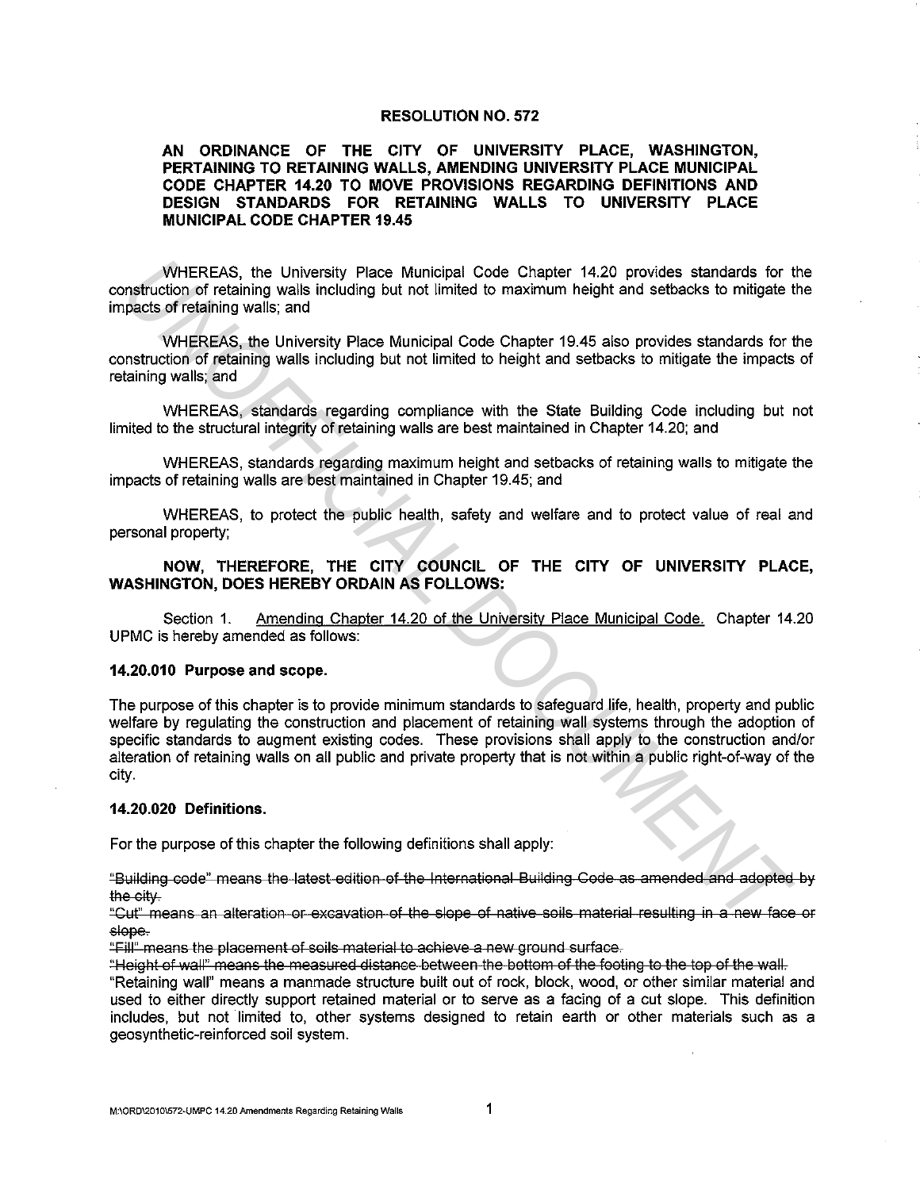**RESOLUTION NO. 572**

**AN ORDINANCE OF THE CITY OF UNIVERSITY PLACE, WASHINGTON, PERTAINING TO RETAINING WALLS, AMENDING UNIVERSITY PLACE MUNICIPAL CODE CHAPTER 14.20 TO MOVE PROVISIONS REGARDING DEFINITIONS AND DESIGN STANDARDS FOR RETAINING WALLS TO UNIVERSITY PLACE MUNICIPAL CODE CHAPTER 19.45**

WHEREAS, the University Place Municipal Code Chapter 14.20 provides standards for the construction of retaining walls including but not limited to maximum height and setbacks to mitigate the impacts of retaining walls; and

WHEREAS, the University Place Municipal Code Chapter 19.45 also provides standards for the construction of retaining walls including but not limited to height and setbacks to mitigate the impacts of retaining walls; and

WHEREAS, standards regarding compliance with the State Building Code including but not limited to the structural integrity of retaining walls are best maintained in Chapter 14.20; and

WHEREAS, standards regarding maximum height and setbacks of retaining walls to mitigate the impacts of retaining walls are best maintained in Chapter 19.45; and

WHEREAS, to protect the public health, safety and welfare and to protect value of real and personal property;

**NOW, THEREFORE, THE CITY COUNCIL OF THE CITY OF UNIVERSITY PLACE, WASHINGTON, DOES HEREBY ORDAIN AS FOLLOWS:**

Section 1. Amending Chapter 14.20 of the University Place Municipal Code. Chapter 14.20 UPMC is hereby amended as follows:

**14.20.010 Purpose and scope.**

The purpose of this chapter is to provide minimum standards to safeguard life, health, property and public welfare by regulating the construction and placement of retaining wall systems through the adoption of specific standards to augment existing codes. These provisions shall apply to the construction and/or alteration of retaining walls on all public and private property that is not within a public right-of-way of the city.

**14.20.020 Definitions.**

For the purpose of this chapter the following definitions shall apply:

~~"Building code" means the latest edition of the International Building Code as amended and adopted by the city.~~
~~"Cut" means an alteration or excavation of the slope of native soils material resulting in a new face or slope.~~
~~"Fill" means the placement of soils material to achieve a new ground surface.~~
~~"Height of wall" means the measured distance between the bottom of the footing to the top of the wall.~~
"Retaining wall" means a manmade structure built out of rock, block, wood, or other similar material and used to either directly support retained material or to serve as a facing of a cut slope. This definition includes, but not limited to, other systems designed to retain earth or other materials such as a geosynthetic-reinforced soil system.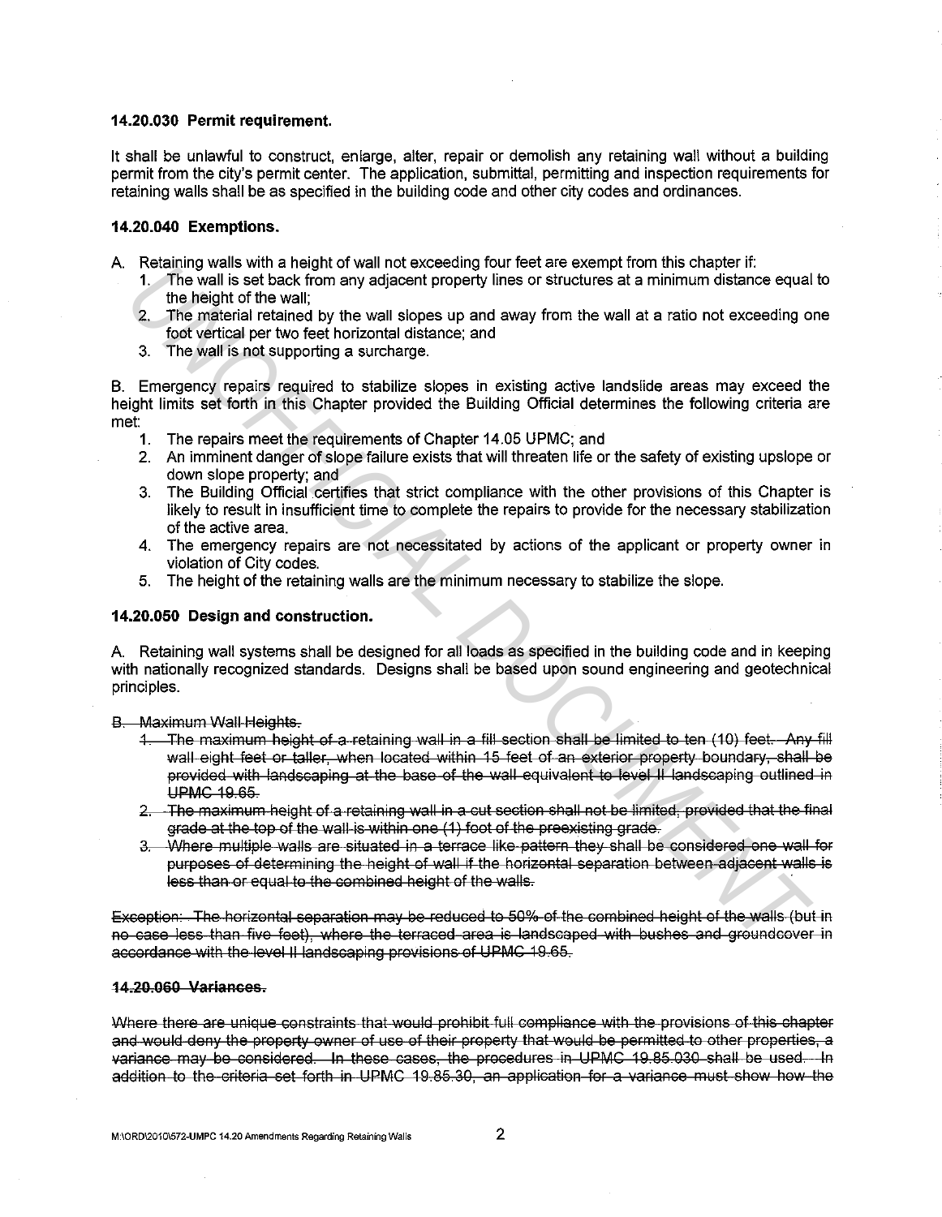### 14.20.030 Permit requirement.

It shall be unlawful to construct, enlarge, alter, repair or demolish any retaining wall without a building permit from the city's permit center. The application, submittal, permitting and inspection requirements for retaining walls shall be as specified in the building code and other city codes and ordinances.

### 14.20.040 Exemptions.

A. Retaining walls with a height of wall not exceeding four feet are exempt from this chapter if:

1. The wall is set back from any adjacent property lines or structures at a minimum distance equal to the height of the wall;
2. The material retained by the wall slopes up and away from the wall at a ratio not exceeding one foot vertical per two feet horizontal distance; and
3. The wall is not supporting a surcharge.

B. Emergency repairs required to stabilize slopes in existing active landslide areas may exceed the height limits set forth in this Chapter provided the Building Official determines the following criteria are met:

1. The repairs meet the requirements of Chapter 14.05 UPMC; and
2. An imminent danger of slope failure exists that will threaten life or the safety of existing upslope or down slope property; and
3. The Building Official certifies that strict compliance with the other provisions of this Chapter is likely to result in insufficient time to complete the repairs to provide for the necessary stabilization of the active area.
4. The emergency repairs are not necessitated by actions of the applicant or property owner in violation of City codes.
5. The height of the retaining walls are the minimum necessary to stabilize the slope.

### 14.20.050 Design and construction.

A. Retaining wall systems shall be designed for all loads as specified in the building code and in keeping with nationally recognized standards. Designs shall be based upon sound engineering and geotechnical principles.

~~B. Maximum Wall Heights.~~

1. ~~The maximum height of a retaining wall in a fill section shall be limited to ten (10) feet. Any fill wall eight feet or taller, when located within 15 feet of an exterior property boundary, shall be provided with landscaping at the base of the wall equivalent to level II landscaping outlined in UPMC 19.65.~~
2. ~~The maximum height of a retaining wall in a cut section shall not be limited, provided that the final grade at the top of the wall is within one (1) foot of the preexisting grade.~~
3. ~~Where multiple walls are situated in a terrace like pattern they shall be considered one wall for purposes of determining the height of wall if the horizontal separation between adjacent walls is less than or equal to the combined height of the walls.~~

~~Exception: The horizontal separation may be reduced to 50% of the combined height of the walls (but in no case less than five feet), where the terraced area is landscaped with bushes and groundcover in accordance with the level II landscaping provisions of UPMC 19.65.~~

### ~~14.20.060 Variances.~~

~~Where there are unique constraints that would prohibit full compliance with the provisions of this chapter and would deny the property owner of use of their property that would be permitted to other properties, a variance may be considered. In these cases, the procedures in UPMC 19.85.030 shall be used. In addition to the criteria set forth in UPMC 19.85.30, an application for a variance must show how the~~

M:\ORD\2010\572-UMPC 14.20 Amendments Regarding Retaining Walls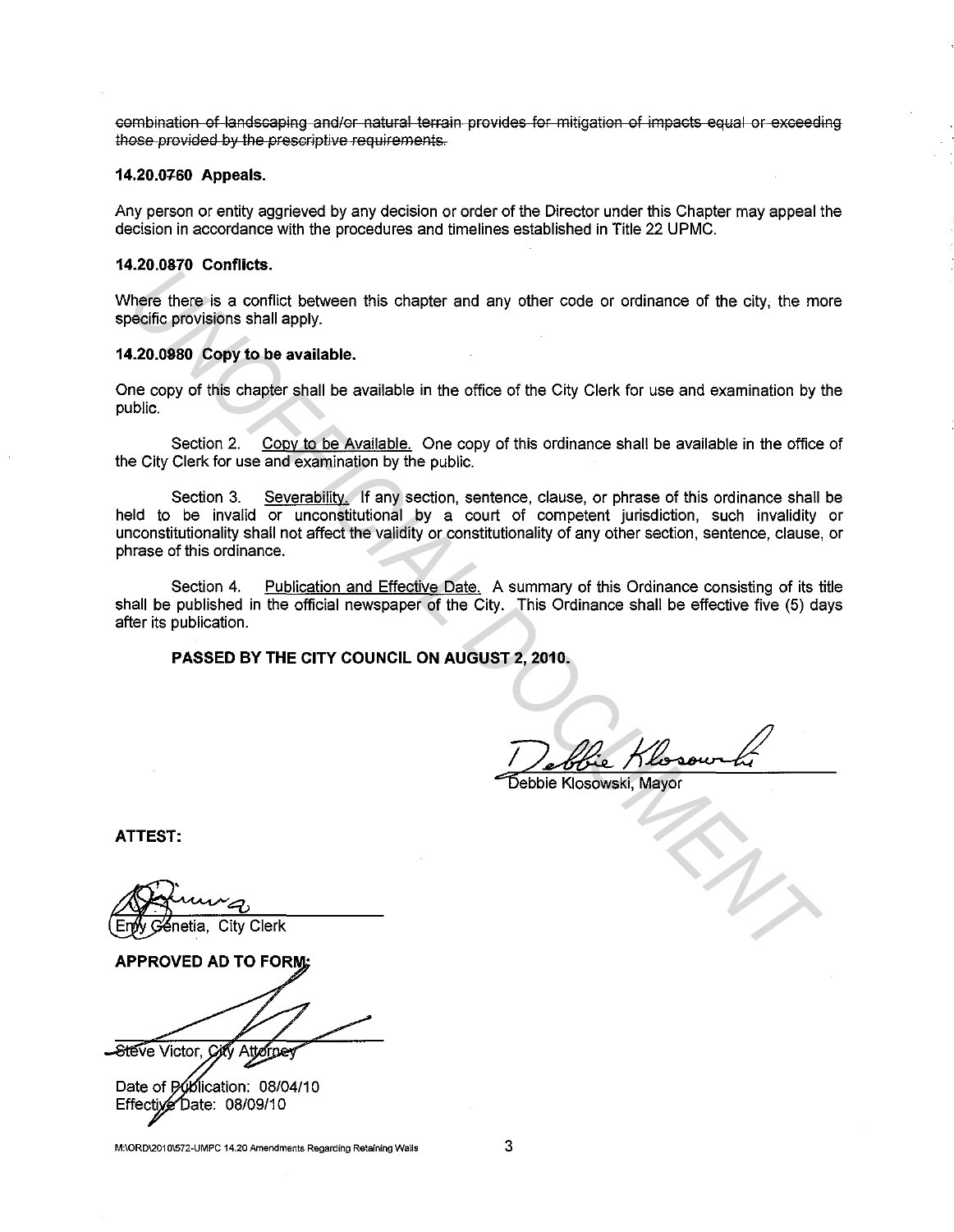~~combination of landscaping and/or natural terrain provides for mitigation of impacts equal or exceeding those provided by the prescriptive requirements.~~

**14.20.0~~7~~60 Appeals.**

Any person or entity aggrieved by any decision or order of the Director under this Chapter may appeal the decision in accordance with the procedures and timelines established in Title 22 UPMC.

**14.20.0~~8~~70 Conflicts.**

Where there is a conflict between this chapter and any other code or ordinance of the city, the more specific provisions shall apply.

**14.20.0~~9~~80 Copy to be available.**

One copy of this chapter shall be available in the office of the City Clerk for use and examination by the public.

Section 2. Copy to be Available. One copy of this ordinance shall be available in the office of the City Clerk for use and examination by the public.

Section 3. Severability. If any section, sentence, clause, or phrase of this ordinance shall be held to be invalid or unconstitutional by a court of competent jurisdiction, such invalidity or unconstitutionality shall not affect the validity or constitutionality of any other section, sentence, clause, or phrase of this ordinance.

Section 4. Publication and Effective Date. A summary of this Ordinance consisting of its title shall be published in the official newspaper of the City. This Ordinance shall be effective five (5) days after its publication.

**PASSED BY THE CITY COUNCIL ON AUGUST 2, 2010.**

Debbie Klosowski, Mayor

**ATTEST:**

Emy Genetia, City Clerk

**APPROVED AD TO FORM:**

Steve Victor, City Attorney

Date of Publication: 08/04/10
Effective Date: 08/09/10

M:\ORD\2010\572-UMPC 14.20 Amendments Regarding Retaining Walls